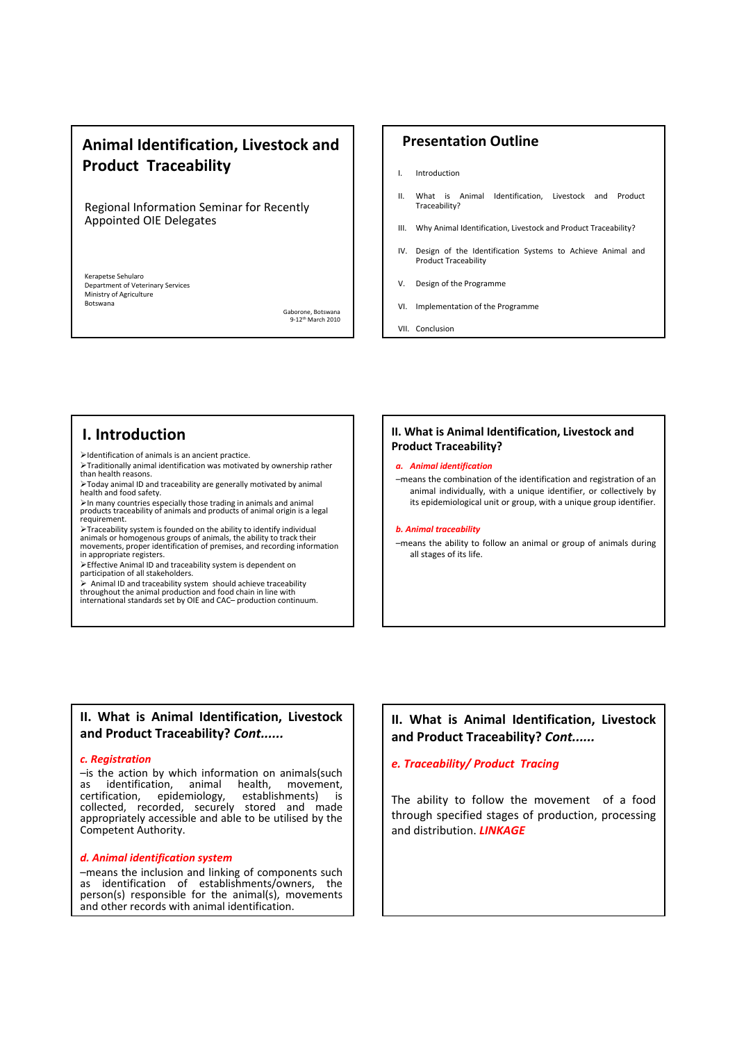# Animal Identification, Livestock and Product Traceability

Regional Information Seminar for Recently Appointed OIE Delegates

Kerapetse Sehularo
Department of Veterinary Services
Ministry of Agriculture
Botswana

Gaborone, Botswana
9-12th March 2010

## Presentation Outline

I. Introduction

II. What is Animal Identification, Livestock and Product Traceability?

III. Why Animal Identification, Livestock and Product Traceability?

IV. Design of the Identification Systems to Achieve Animal and Product Traceability

V. Design of the Programme

VI. Implementation of the Programme

VII. Conclusion

## I. Introduction

- Identification of animals is an ancient practice.
- Traditionally animal identification was motivated by ownership rather than health reasons.
- Today animal ID and traceability are generally motivated by animal health and food safety.
- In many countries especially those trading in animals and animal products traceability of animals and products of animal origin is a legal requirement.
- Traceability system is founded on the ability to identify individual animals or homogenous groups of animals, the ability to track their movements, proper identification of premises, and recording information in appropriate registers.
- Effective Animal ID and traceability system is dependent on participation of all stakeholders.
- Animal ID and traceability system should achieve traceability throughout the animal production and food chain in line with international standards set by OIE and CAC– production continuum.

## II. What is Animal Identification, Livestock and Product Traceability?

***a. Animal identification***

–means the combination of the identification and registration of an animal individually, with a unique identifier, or collectively by its epidemiological unit or group, with a unique group identifier.

***b. Animal traceability***

–means the ability to follow an animal or group of animals during all stages of its life.

## II. What is Animal Identification, Livestock and Product Traceability? *Cont......*

***c. Registration***

–is the action by which information on animals(such as identification, animal health, movement, certification, epidemiology, establishments) is collected, recorded, securely stored and made appropriately accessible and able to be utilised by the Competent Authority.

***d. Animal identification system***

–means the inclusion and linking of components such as identification of establishments/owners, the person(s) responsible for the animal(s), movements and other records with animal identification.

## II. What is Animal Identification, Livestock and Product Traceability? *Cont......*

***e. Traceability/ Product Tracing***

The ability to follow the movement of a food through specified stages of production, processing and distribution. ***LINKAGE***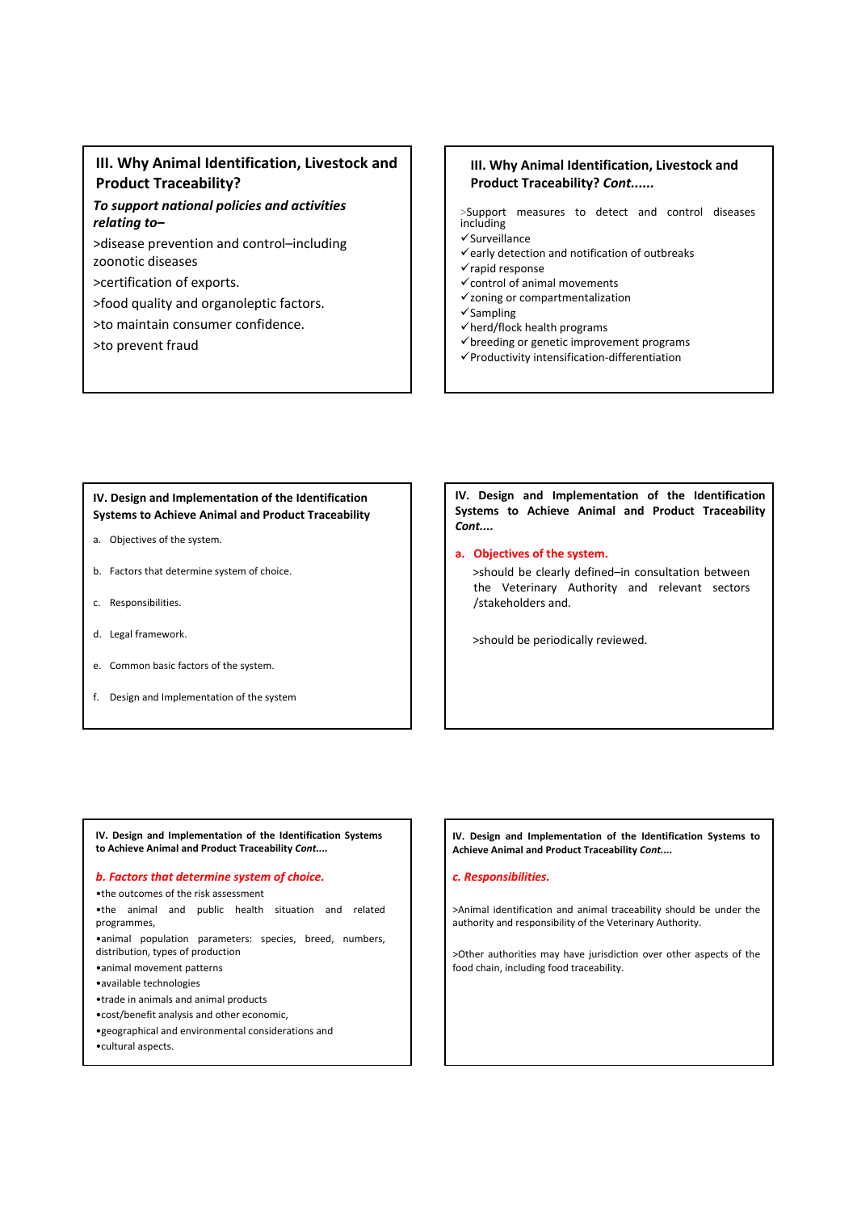## III. Why Animal Identification, Livestock and Product Traceability?

***To support national policies and activities relating to–***

>disease prevention and control–including zoonotic diseases

>certification of exports.

>food quality and organoleptic factors.

>to maintain consumer confidence.

>to prevent fraud

## III. Why Animal Identification, Livestock and Product Traceability? *Cont......*

>Support measures to detect and control diseases including

- ✓Surveillance
- ✓early detection and notification of outbreaks
- ✓rapid response
- ✓control of animal movements
- ✓zoning or compartmentalization
- ✓Sampling
- ✓herd/flock health programs
- ✓breeding or genetic improvement programs
- ✓Productivity intensification-differentiation

## IV. Design and Implementation of the Identification Systems to Achieve Animal and Product Traceability

a. Objectives of the system.

b. Factors that determine system of choice.

c. Responsibilities.

d. Legal framework.

e. Common basic factors of the system.

f. Design and Implementation of the system

## IV. Design and Implementation of the Identification Systems to Achieve Animal and Product Traceability *Cont....*

### a. Objectives of the system.

>should be clearly defined–in consultation between the Veterinary Authority and relevant sectors /stakeholders and.

>should be periodically reviewed.

## IV. Design and Implementation of the Identification Systems to Achieve Animal and Product Traceability *Cont....*

### *b. Factors that determine system of choice.*

- the outcomes of the risk assessment
- the animal and public health situation and related programmes,
- animal population parameters: species, breed, numbers, distribution, types of production
- animal movement patterns
- available technologies
- trade in animals and animal products
- cost/benefit analysis and other economic,
- geographical and environmental considerations and
- cultural aspects.

## IV. Design and Implementation of the Identification Systems to Achieve Animal and Product Traceability *Cont....*

### *c. Responsibilities.*

>Animal identification and animal traceability should be under the authority and responsibility of the Veterinary Authority.

>Other authorities may have jurisdiction over other aspects of the food chain, including food traceability.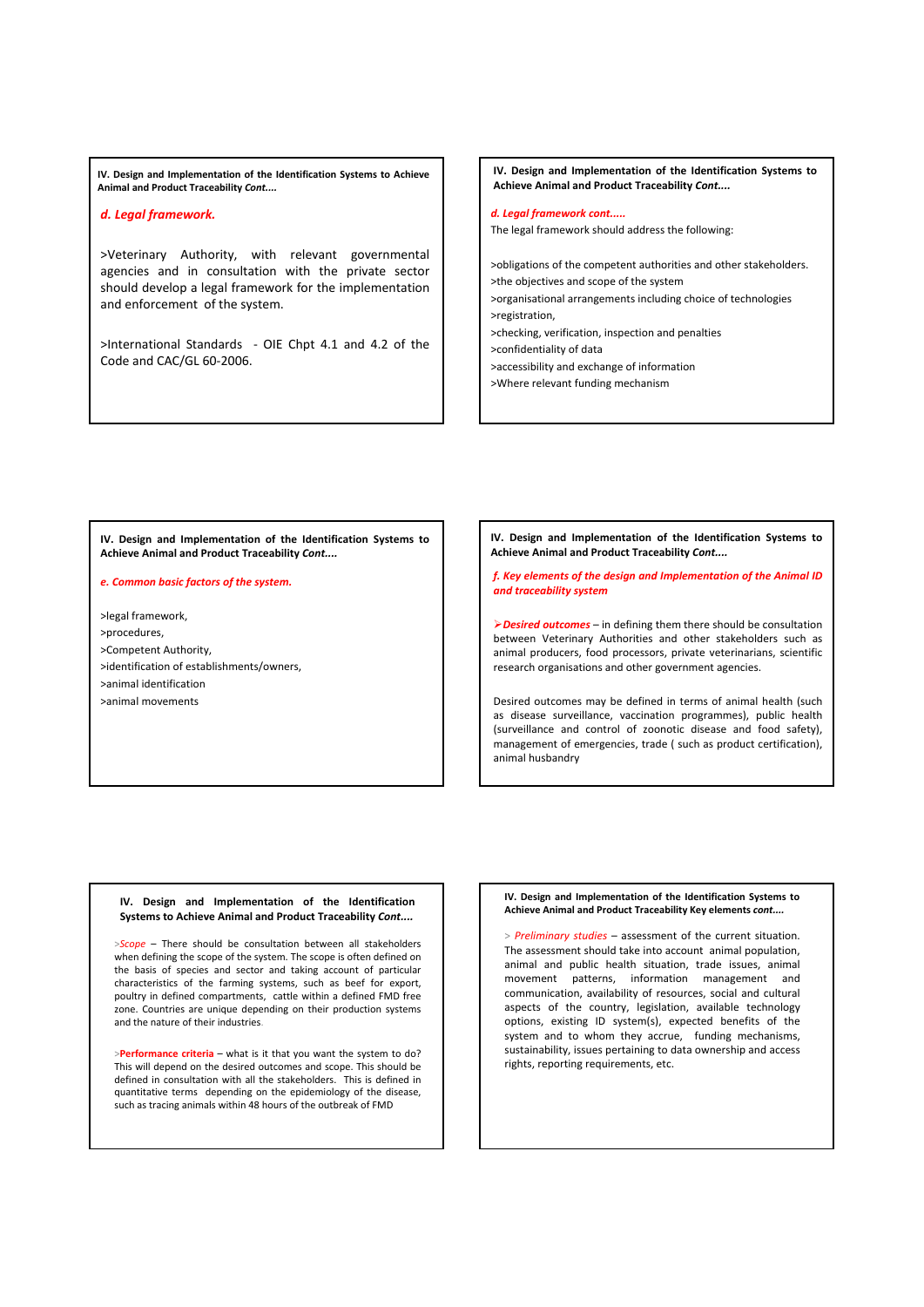**IV. Design and Implementation of the Identification Systems to Achieve Animal and Product Traceability *Cont....***

***d. Legal framework.***

>Veterinary Authority, with relevant governmental agencies and in consultation with the private sector should develop a legal framework for the implementation and enforcement of the system.

>International Standards - OIE Chpt 4.1 and 4.2 of the Code and CAC/GL 60-2006.

**IV. Design and Implementation of the Identification Systems to Achieve Animal and Product Traceability *Cont....***

***d. Legal framework cont.....***

The legal framework should address the following:

>obligations of the competent authorities and other stakeholders.
>the objectives and scope of the system
>organisational arrangements including choice of technologies
>registration,
>checking, verification, inspection and penalties
>confidentiality of data
>accessibility and exchange of information
>Where relevant funding mechanism

**IV. Design and Implementation of the Identification Systems to Achieve Animal and Product Traceability *Cont....***

***e. Common basic factors of the system.***

>legal framework,
>procedures,
>Competent Authority,
>identification of establishments/owners,
>animal identification
>animal movements

**IV. Design and Implementation of the Identification Systems to Achieve Animal and Product Traceability *Cont....***

***f. Key elements of the design and Implementation of the Animal ID and traceability system***

➢***Desired outcomes*** – in defining them there should be consultation between Veterinary Authorities and other stakeholders such as animal producers, food processors, private veterinarians, scientific research organisations and other government agencies.

Desired outcomes may be defined in terms of animal health (such as disease surveillance, vaccination programmes), public health (surveillance and control of zoonotic disease and food safety), management of emergencies, trade ( such as product certification), animal husbandry

**IV. Design and Implementation of the Identification Systems to Achieve Animal and Product Traceability *Cont....***

>*Scope* – There should be consultation between all stakeholders when defining the scope of the system. The scope is often defined on the basis of species and sector and taking account of particular characteristics of the farming systems, such as beef for export, poultry in defined compartments, cattle within a defined FMD free zone. Countries are unique depending on their production systems and the nature of their industries.

>**Performance criteria** – what is it that you want the system to do? This will depend on the desired outcomes and scope. This should be defined in consultation with all the stakeholders. This is defined in quantitative terms depending on the epidemiology of the disease, such as tracing animals within 48 hours of the outbreak of FMD

**IV. Design and Implementation of the Identification Systems to Achieve Animal and Product Traceability Key elements *cont....***

> *Preliminary studies* – assessment of the current situation. The assessment should take into account animal population, animal and public health situation, trade issues, animal movement patterns, information management and communication, availability of resources, social and cultural aspects of the country, legislation, available technology options, existing ID system(s), expected benefits of the system and to whom they accrue, funding mechanisms, sustainability, issues pertaining to data ownership and access rights, reporting requirements, etc.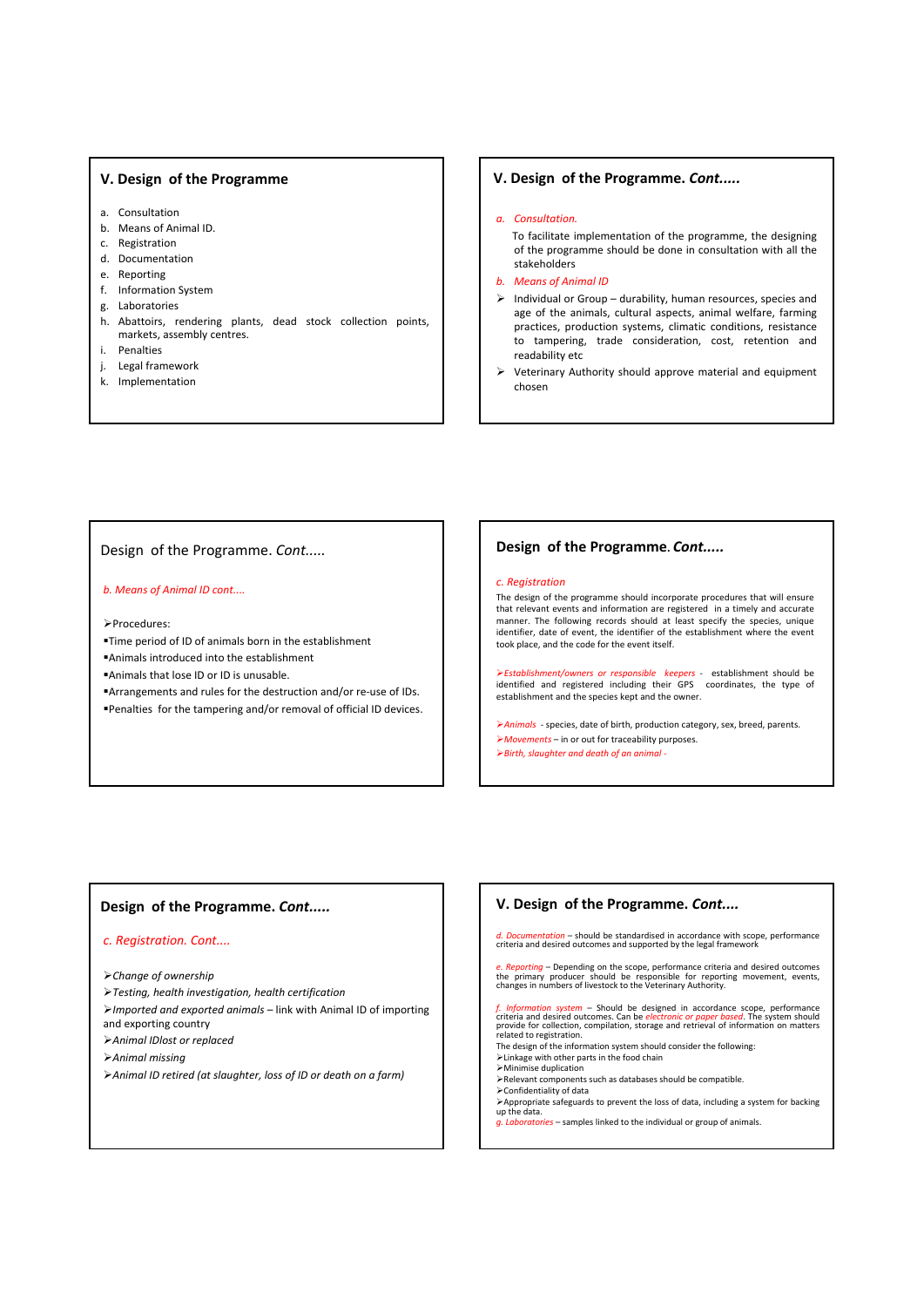## V. Design of the Programme

a. Consultation
b. Means of Animal ID.
c. Registration
d. Documentation
e. Reporting
f. Information System
g. Laboratories
h. Abattoirs, rendering plants, dead stock collection points, markets, assembly centres.
i. Penalties
j. Legal framework
k. Implementation

## V. Design of the Programme. *Cont.....*

*a. Consultation.*

To facilitate implementation of the programme, the designing of the programme should be done in consultation with all the stakeholders

*b. Means of Animal ID*

- Individual or Group – durability, human resources, species and age of the animals, cultural aspects, animal welfare, farming practices, production systems, climatic conditions, resistance to tampering, trade consideration, cost, retention and readability etc
- Veterinary Authority should approve material and equipment chosen

## Design of the Programme. *Cont.....*

*b. Means of Animal ID cont....*

- Procedures:
  - Time period of ID of animals born in the establishment
  - Animals introduced into the establishment
  - Animals that lose ID or ID is unusable.
  - Arrangements and rules for the destruction and/or re-use of IDs.
  - Penalties for the tampering and/or removal of official ID devices.

## Design of the Programme. *Cont.....*

*c. Registration*

The design of the programme should incorporate procedures that will ensure that relevant events and information are registered in a timely and accurate manner. The following records should at least specify the species, unique identifier, date of event, the identifier of the establishment where the event took place, and the code for the event itself.

- *Establishment/owners or responsible keepers* - establishment should be identified and registered including their GPS coordinates, the type of establishment and the species kept and the owner.

- *Animals* - species, date of birth, production category, sex, breed, parents.
- *Movements* – in or out for traceability purposes.
- *Birth, slaughter and death of an animal* -

## Design of the Programme. *Cont.....*

*c. Registration. Cont....*

- *Change of ownership*
- *Testing, health investigation, health certification*
- *Imported and exported animals* – link with Animal ID of importing and exporting country
- *Animal IDlost or replaced*
- *Animal missing*
- *Animal ID retired (at slaughter, loss of ID or death on a farm)*

## V. Design of the Programme. *Cont....*

*d. Documentation* – should be standardised in accordance with scope, performance criteria and desired outcomes and supported by the legal framework

*e. Reporting* – Depending on the scope, performance criteria and desired outcomes the primary producer should be responsible for reporting movement, events, changes in numbers of livestock to the Veterinary Authority.

*f. Information system* – Should be designed in accordance scope, performance criteria and desired outcomes. Can be *electronic or paper based*. The system should provide for collection, compilation, storage and retrieval of information on matters related to registration.

The design of the information system should consider the following:

- Linkage with other parts in the food chain
- Minimise duplication
- Relevant components such as databases should be compatible.
- Confidentiality of data
- Appropriate safeguards to prevent the loss of data, including a system for backing up the data.

*g. Laboratories* – samples linked to the individual or group of animals.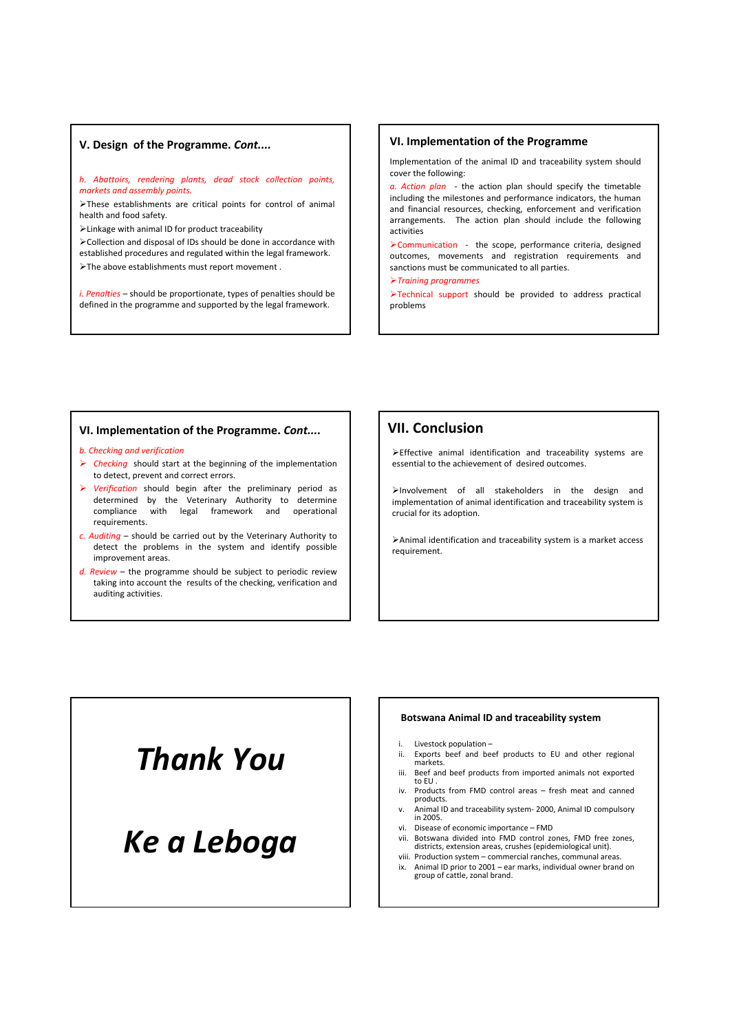## V. Design of the Programme. *Cont....*

*h. Abattoirs, rendering plants, dead stock collection points, markets and assembly points.*

- These establishments are critical points for control of animal health and food safety.
- Linkage with animal ID for product traceability
- Collection and disposal of IDs should be done in accordance with established procedures and regulated within the legal framework.
- The above establishments must report movement .

*i. Penalties* – should be proportionate, types of penalties should be defined in the programme and supported by the legal framework.

## VI. Implementation of the Programme

Implementation of the animal ID and traceability system should cover the following:

*a. Action plan* - the action plan should specify the timetable including the milestones and performance indicators, the human and financial resources, checking, enforcement and verification arrangements. The action plan should include the following activities

- Communication - the scope, performance criteria, designed outcomes, movements and registration requirements and sanctions must be communicated to all parties.
- *Training programmes*
- Technical support should be provided to address practical problems

## VI. Implementation of the Programme. *Cont....*

*b. Checking and verification*

- *Checking* should start at the beginning of the implementation to detect, prevent and correct errors.
- *Verification* should begin after the preliminary period as determined by the Veterinary Authority to determine compliance with legal framework and operational requirements.

*c. Auditing* – should be carried out by the Veterinary Authority to detect the problems in the system and identify possible improvement areas.

*d. Review* – the programme should be subject to periodic review taking into account the results of the checking, verification and auditing activities.

## VII. Conclusion

- Effective animal identification and traceability systems are essential to the achievement of desired outcomes.
- Involvement of all stakeholders in the design and implementation of animal identification and traceability system is crucial for its adoption.
- Animal identification and traceability system is a market access requirement.

# *Thank You*

# *Ke a Leboga*

### Botswana Animal ID and traceability system

i. Livestock population –
ii. Exports beef and beef products to EU and other regional markets.
iii. Beef and beef products from imported animals not exported to EU .
iv. Products from FMD control areas – fresh meat and canned products.
v. Animal ID and traceability system- 2000, Animal ID compulsory in 2005.
vi. Disease of economic importance – FMD
vii. Botswana divided into FMD control zones, FMD free zones, districts, extension areas, crushes (epidemiological unit).
viii. Production system – commercial ranches, communal areas.
ix. Animal ID prior to 2001 – ear marks, individual owner brand on group of cattle, zonal brand.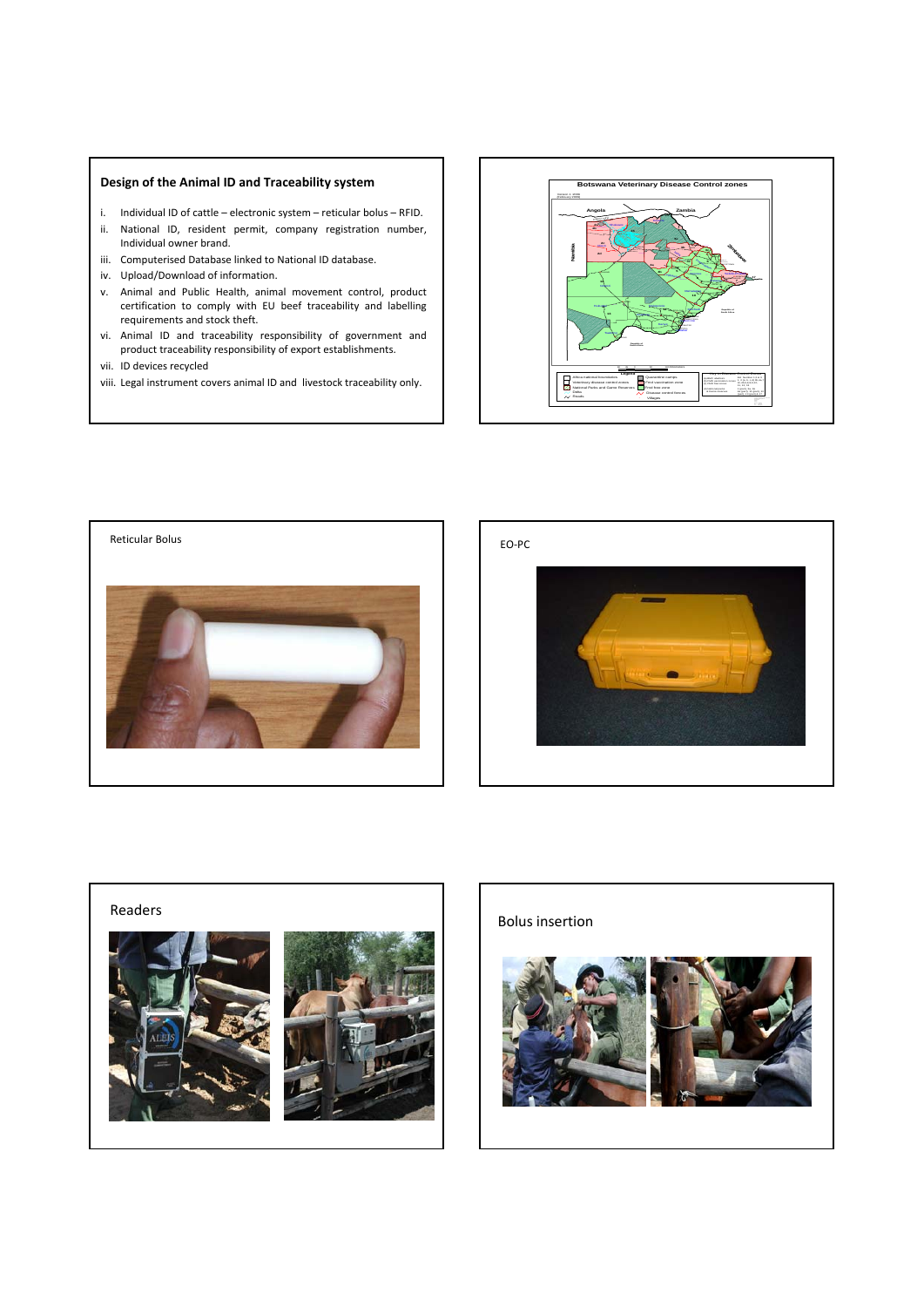## Design of the Animal ID and Traceability system

i. Individual ID of cattle – electronic system – reticular bolus – RFID.
ii. National ID, resident permit, company registration number, Individual owner brand.
iii. Computerised Database linked to National ID database.
iv. Upload/Download of information.
v. Animal and Public Health, animal movement control, product certification to comply with EU beef traceability and labelling requirements and stock theft.
vi. Animal ID and traceability responsibility of government and product traceability responsibility of export establishments.
vii. ID devices recycled
viii. Legal instrument covers animal ID and livestock traceability only.

Botswana Veterinary Disease Control zones

Reticular Bolus

EO-PC

Readers

Bolus insertion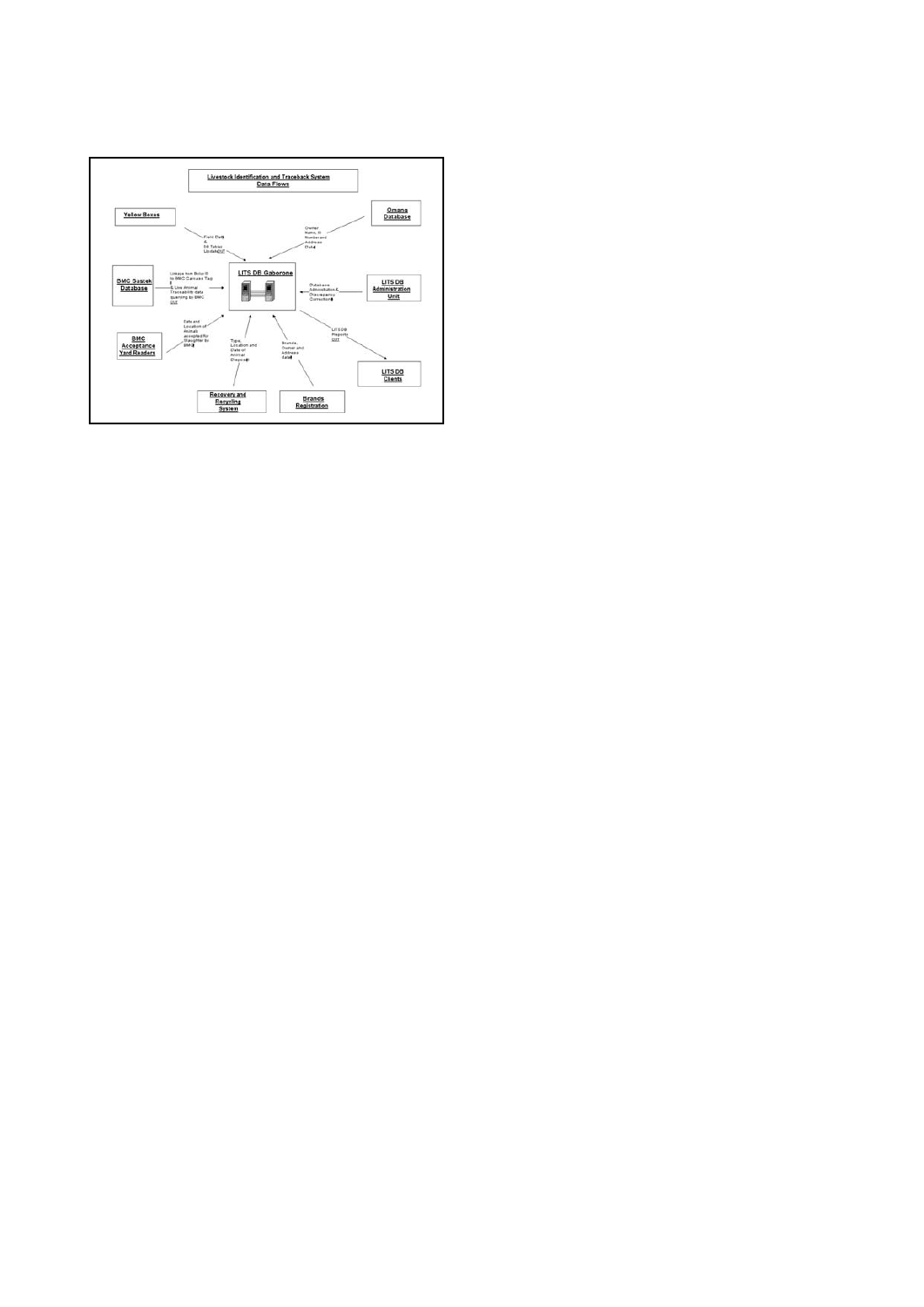Livestock Identification and Traceback System Data Flows

Yellow Boxes

Field Data & DB Tables Update(IN)

Omang Database

Owner Name, ID Number and Address Data(IN)

BMC Sascek Database

Linkage from Bolus ID to BMC Carcass Tag & Live Animal Traceability data querying by BMC (IO)

LITS DB Gaborone

Database Administration & Discrepancy Correction(IN)

LITS DB Administration Unit

BMC Acceptance Yard Readers

Date and Location of Animals accepted for Slaughter by BMC(IN)

Type, Location and Date of Animal Disposal(IN)

Brands, Owner and Address data(IN)

LITS DB Reports OUT

LITS DB Clients

Recovery and Recycling System

Brands Registration